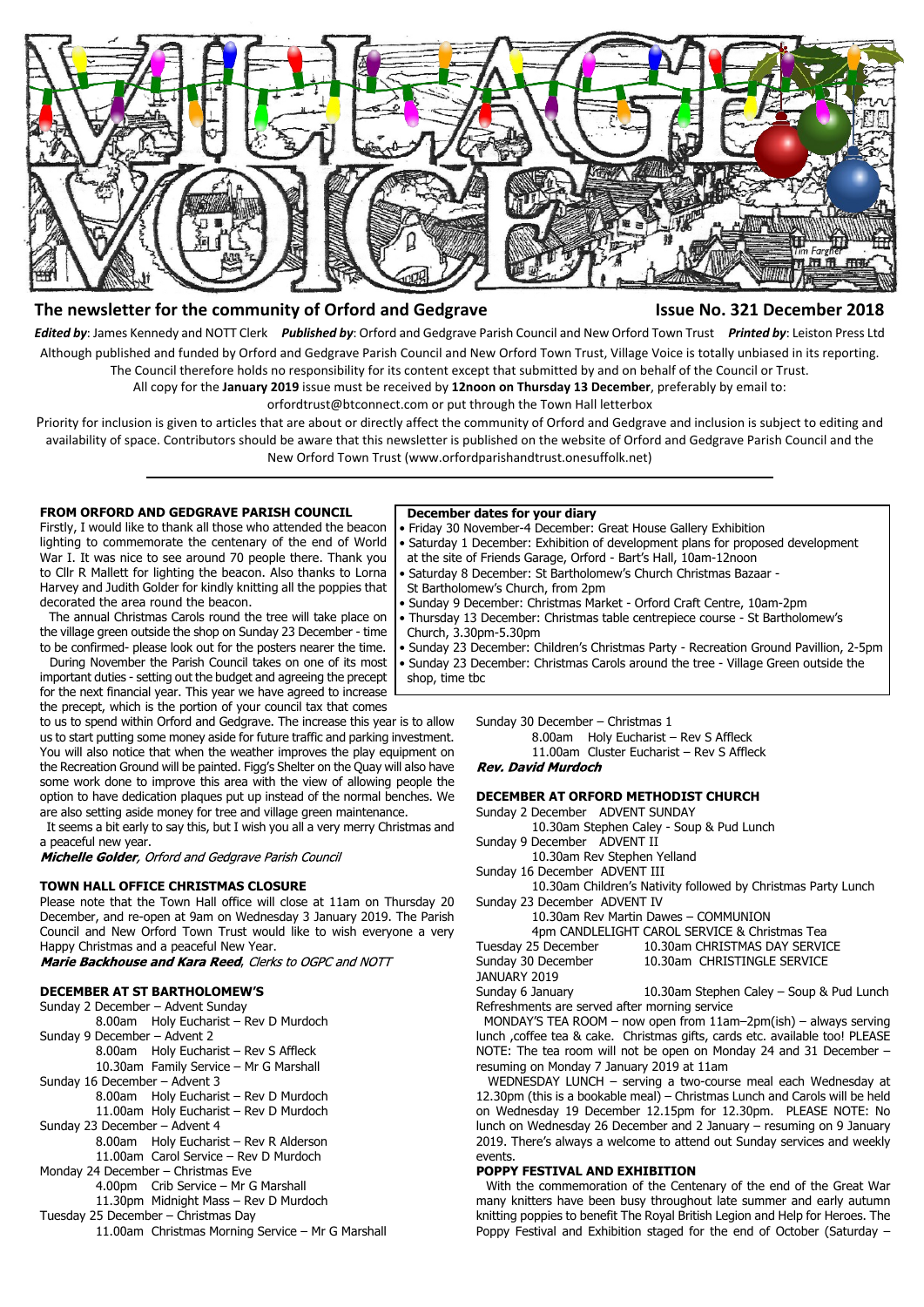# VILLAGE VOICE

## The newsletter for the community of Orford and Gedgrave — Issue No. 321 December 2018

***Edited by***: James Kennedy and NOTT Clerk ***Published by***: Orford and Gedgrave Parish Council and New Orford Town Trust ***Printed by***: Leiston Press Ltd

Although published and funded by Orford and Gedgrave Parish Council and New Orford Town Trust, Village Voice is totally unbiased in its reporting. The Council therefore holds no responsibility for its content except that submitted by and on behalf of the Council or Trust.

All copy for the **January 2019** issue must be received by **12noon on Thursday 13 December**, preferably by email to: orfordtrust@btconnect.com or put through the Town Hall letterbox

Priority for inclusion is given to articles that are about or directly affect the community of Orford and Gedgrave and inclusion is subject to editing and availability of space. Contributors should be aware that this newsletter is published on the website of Orford and Gedgrave Parish Council and the New Orford Town Trust (www.orfordparishandtrust.onesuffolk.net)

---

### FROM ORFORD AND GEDGRAVE PARISH COUNCIL

Firstly, I would like to thank all those who attended the beacon lighting to commemorate the centenary of the end of World War I. It was nice to see around 70 people there. Thank you to Cllr R Mallett for lighting the beacon. Also thanks to Lorna Harvey and Judith Golder for kindly knitting all the poppies that decorated the area round the beacon.

The annual Christmas Carols round the tree will take place on the village green outside the shop on Sunday 23 December - time to be confirmed- please look out for the posters nearer the time.

During November the Parish Council takes on one of its most important duties - setting out the budget and agreeing the precept for the next financial year. This year we have agreed to increase the precept, which is the portion of your council tax that comes to us to spend within Orford and Gedgrave. The increase this year is to allow us to start putting some money aside for future traffic and parking investment. You will also notice that when the weather improves the play equipment on the Recreation Ground will be painted. Figg's Shelter on the Quay will also have some work done to improve this area with the view of allowing people the option to have dedication plaques put up instead of the normal benches. We are also setting aside money for tree and village green maintenance.

It seems a bit early to say this, but I wish you all a very merry Christmas and a peaceful new year.

***Michelle Golder**, Orford and Gedgrave Parish Council*

### TOWN HALL OFFICE CHRISTMAS CLOSURE

Please note that the Town Hall office will close at 11am on Thursday 20 December, and re-open at 9am on Wednesday 3 January 2019. The Parish Council and New Orford Town Trust would like to wish everyone a very Happy Christmas and a peaceful New Year.

***Marie Backhouse and Kara Reed**, Clerks to OGPC and NOTT*

### DECEMBER AT ST BARTHOLOMEW'S

Sunday 2 December – Advent Sunday
- 8.00am Holy Eucharist – Rev D Murdoch

Sunday 9 December – Advent 2
- 8.00am Holy Eucharist – Rev S Affleck
- 10.30am Family Service – Mr G Marshall

Sunday 16 December – Advent 3
- 8.00am Holy Eucharist – Rev D Murdoch
- 11.00am Holy Eucharist – Rev D Murdoch

Sunday 23 December – Advent 4
- 8.00am Holy Eucharist – Rev R Alderson
- 11.00am Carol Service – Rev D Murdoch

Monday 24 December – Christmas Eve
- 4.00pm Crib Service – Mr G Marshall
- 11.30pm Midnight Mass – Rev D Murdoch

Tuesday 25 December – Christmas Day
- 11.00am Christmas Morning Service – Mr G Marshall

Sunday 30 December – Christmas 1
- 8.00am Holy Eucharist – Rev S Affleck
- 11.00am Cluster Eucharist – Rev S Affleck

***Rev. David Murdoch***

### December dates for your diary

- Friday 30 November-4 December: Great House Gallery Exhibition
- Saturday 1 December: Exhibition of development plans for proposed development at the site of Friends Garage, Orford - Bart's Hall, 10am-12noon
- Saturday 8 December: St Bartholomew's Church Christmas Bazaar - St Bartholomew's Church, from 2pm
- Sunday 9 December: Christmas Market - Orford Craft Centre, 10am-2pm
- Thursday 13 December: Christmas table centrepiece course - St Bartholomew's Church, 3.30pm-5.30pm
- Sunday 23 December: Children's Christmas Party - Recreation Ground Pavillion, 2-5pm
- Sunday 23 December: Christmas Carols around the tree - Village Green outside the shop, time tbc

### DECEMBER AT ORFORD METHODIST CHURCH

Sunday 2 December ADVENT SUNDAY
- 10.30am Stephen Caley - Soup & Pud Lunch

Sunday 9 December ADVENT II
- 10.30am Rev Stephen Yelland

Sunday 16 December ADVENT III
- 10.30am Children's Nativity followed by Christmas Party Lunch

Sunday 23 December ADVENT IV
- 10.30am Rev Martin Dawes – COMMUNION
- 4pm CANDLELIGHT CAROL SERVICE & Christmas Tea

Tuesday 25 December 10.30am CHRISTMAS DAY SERVICE

Sunday 30 December 10.30am CHRISTINGLE SERVICE

JANUARY 2019

Sunday 6 January 10.30am Stephen Caley – Soup & Pud Lunch

Refreshments are served after morning service

MONDAY'S TEA ROOM – now open from 11am–2pm(ish) – always serving lunch ,coffee tea & cake. Christmas gifts, cards etc. available too! PLEASE NOTE: The tea room will not be open on Monday 24 and 31 December – resuming on Monday 7 January 2019 at 11am

WEDNESDAY LUNCH – serving a two-course meal each Wednesday at 12.30pm (this is a bookable meal) – Christmas Lunch and Carols will be held on Wednesday 19 December 12.15pm for 12.30pm. PLEASE NOTE: No lunch on Wednesday 26 December and 2 January – resuming on 9 January 2019. There's always a welcome to attend out Sunday services and weekly events.

### POPPY FESTIVAL AND EXHIBITION

With the commemoration of the Centenary of the end of the Great War many knitters have been busy throughout late summer and early autumn knitting poppies to benefit The Royal British Legion and Help for Heroes. The Poppy Festival and Exhibition staged for the end of October (Saturday –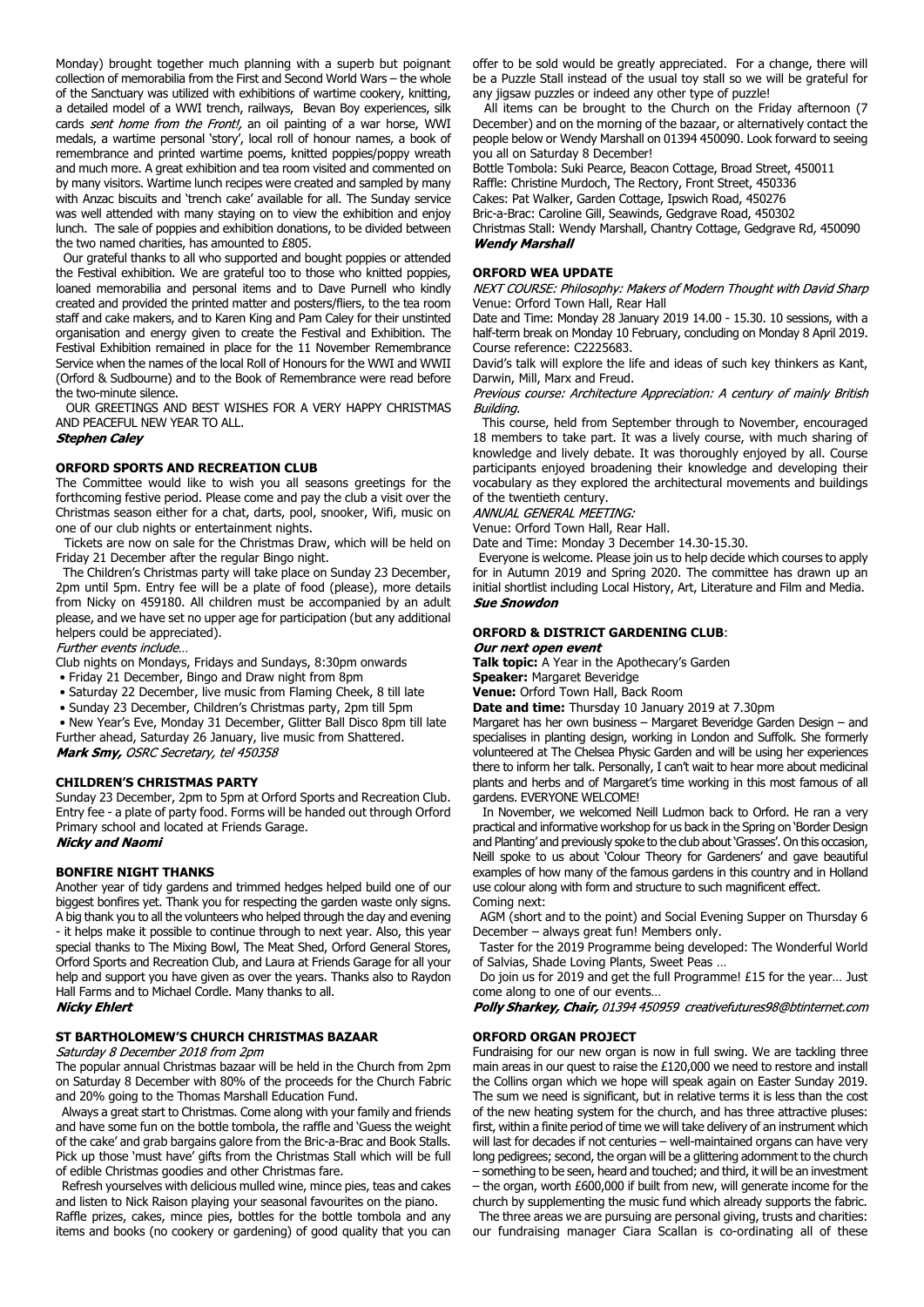Monday) brought together much planning with a superb but poignant collection of memorabilia from the First and Second World Wars – the whole of the Sanctuary was utilized with exhibitions of wartime cookery, knitting, a detailed model of a WWI trench, railways, Bevan Boy experiences, silk cards *sent home from the Front!,* an oil painting of a war horse, WWI medals, a wartime personal 'story', local roll of honour names, a book of remembrance and printed wartime poems, knitted poppies/poppy wreath and much more. A great exhibition and tea room visited and commented on by many visitors. Wartime lunch recipes were created and sampled by many with Anzac biscuits and 'trench cake' available for all. The Sunday service was well attended with many staying on to view the exhibition and enjoy lunch. The sale of poppies and exhibition donations, to be divided between the two named charities, has amounted to £805.

Our grateful thanks to all who supported and bought poppies or attended the Festival exhibition. We are grateful too to those who knitted poppies, loaned memorabilia and personal items and to Dave Purnell who kindly created and provided the printed matter and posters/fliers, to the tea room staff and cake makers, and to Karen King and Pam Caley for their unstinted organisation and energy given to create the Festival and Exhibition. The Festival Exhibition remained in place for the 11 November Remembrance Service when the names of the local Roll of Honours for the WWI and WWII (Orford & Sudbourne) and to the Book of Remembrance were read before the two-minute silence.

OUR GREETINGS AND BEST WISHES FOR A VERY HAPPY CHRISTMAS AND PEACEFUL NEW YEAR TO ALL.

***Stephen Caley***

## ORFORD SPORTS AND RECREATION CLUB

The Committee would like to wish you all seasons greetings for the forthcoming festive period. Please come and pay the club a visit over the Christmas season either for a chat, darts, pool, snooker, Wifi, music on one of our club nights or entertainment nights.

Tickets are now on sale for the Christmas Draw, which will be held on Friday 21 December after the regular Bingo night.

The Children's Christmas party will take place on Sunday 23 December, 2pm until 5pm. Entry fee will be a plate of food (please), more details from Nicky on 459180. All children must be accompanied by an adult please, and we have set no upper age for participation (but any additional helpers could be appreciated).

*Further events include…*

Club nights on Mondays, Fridays and Sundays, 8:30pm onwards

- Friday 21 December, Bingo and Draw night from 8pm
- Saturday 22 December, live music from Flaming Cheek, 8 till late
- Sunday 23 December, Children's Christmas party, 2pm till 5pm
- New Year's Eve, Monday 31 December, Glitter Ball Disco 8pm till late

Further ahead, Saturday 26 January, live music from Shattered.

***Mark Smy,*** *OSRC Secretary, tel 450358*

## CHILDREN'S CHRISTMAS PARTY

Sunday 23 December, 2pm to 5pm at Orford Sports and Recreation Club. Entry fee - a plate of party food. Forms will be handed out through Orford Primary school and located at Friends Garage.

***Nicky and Naomi***

## BONFIRE NIGHT THANKS

Another year of tidy gardens and trimmed hedges helped build one of our biggest bonfires yet. Thank you for respecting the garden waste only signs. A big thank you to all the volunteers who helped through the day and evening - it helps make it possible to continue through to next year. Also, this year special thanks to The Mixing Bowl, The Meat Shed, Orford General Stores, Orford Sports and Recreation Club, and Laura at Friends Garage for all your help and support you have given as over the years. Thanks also to Raydon Hall Farms and to Michael Cordle. Many thanks to all.

***Nicky Ehlert***

## ST BARTHOLOMEW'S CHURCH CHRISTMAS BAZAAR

*Saturday 8 December 2018 from 2pm*

The popular annual Christmas bazaar will be held in the Church from 2pm on Saturday 8 December with 80% of the proceeds for the Church Fabric and 20% going to the Thomas Marshall Education Fund.

Always a great start to Christmas. Come along with your family and friends and have some fun on the bottle tombola, the raffle and 'Guess the weight of the cake' and grab bargains galore from the Bric-a-Brac and Book Stalls. Pick up those 'must have' gifts from the Christmas Stall which will be full of edible Christmas goodies and other Christmas fare.

Refresh yourselves with delicious mulled wine, mince pies, teas and cakes and listen to Nick Raison playing your seasonal favourites on the piano.

Raffle prizes, cakes, mince pies, bottles for the bottle tombola and any items and books (no cookery or gardening) of good quality that you can offer to be sold would be greatly appreciated. For a change, there will be a Puzzle Stall instead of the usual toy stall so we will be grateful for any jigsaw puzzles or indeed any other type of puzzle!

All items can be brought to the Church on the Friday afternoon (7 December) and on the morning of the bazaar, or alternatively contact the people below or Wendy Marshall on 01394 450090. Look forward to seeing you all on Saturday 8 December!

Bottle Tombola: Suki Pearce, Beacon Cottage, Broad Street, 450011
Raffle: Christine Murdoch, The Rectory, Front Street, 450336
Cakes: Pat Walker, Garden Cottage, Ipswich Road, 450276
Bric-a-Brac: Caroline Gill, Seawinds, Gedgrave Road, 450302
Christmas Stall: Wendy Marshall, Chantry Cottage, Gedgrave Rd, 450090

***Wendy Marshall***

## ORFORD WEA UPDATE

*NEXT COURSE: Philosophy: Makers of Modern Thought with David Sharp*

Venue: Orford Town Hall, Rear Hall

Date and Time: Monday 28 January 2019 14.00 - 15.30. 10 sessions, with a half-term break on Monday 10 February, concluding on Monday 8 April 2019. Course reference: C2225683.

David's talk will explore the life and ideas of such key thinkers as Kant, Darwin, Mill, Marx and Freud.

*Previous course: Architecture Appreciation: A century of mainly British Building.*

This course, held from September through to November, encouraged 18 members to take part. It was a lively course, with much sharing of knowledge and lively debate. It was thoroughly enjoyed by all. Course participants enjoyed broadening their knowledge and developing their vocabulary as they explored the architectural movements and buildings of the twentieth century.

*ANNUAL GENERAL MEETING:*

Venue: Orford Town Hall, Rear Hall.

Date and Time: Monday 3 December 14.30-15.30.

Everyone is welcome. Please join us to help decide which courses to apply for in Autumn 2019 and Spring 2020. The committee has drawn up an initial shortlist including Local History, Art, Literature and Film and Media.

***Sue Snowdon***

## ORFORD & DISTRICT GARDENING CLUB:

***Our next open event***

**Talk topic:** A Year in the Apothecary's Garden

**Speaker:** Margaret Beveridge

**Venue:** Orford Town Hall, Back Room

**Date and time:** Thursday 10 January 2019 at 7.30pm

Margaret has her own business – Margaret Beveridge Garden Design – and specialises in planting design, working in London and Suffolk. She formerly volunteered at The Chelsea Physic Garden and will be using her experiences there to inform her talk. Personally, I can't wait to hear more about medicinal plants and herbs and of Margaret's time working in this most famous of all gardens. EVERYONE WELCOME!

In November, we welcomed Neill Ludmon back to Orford. He ran a very practical and informative workshop for us back in the Spring on 'Border Design and Planting' and previously spoke to the club about 'Grasses'. On this occasion, Neill spoke to us about 'Colour Theory for Gardeners' and gave beautiful examples of how many of the famous gardens in this country and in Holland use colour along with form and structure to such magnificent effect.

Coming next:

AGM (short and to the point) and Social Evening Supper on Thursday 6 December – always great fun! Members only.

Taster for the 2019 Programme being developed: The Wonderful World of Salvias, Shade Loving Plants, Sweet Peas …

Do join us for 2019 and get the full Programme! £15 for the year… Just come along to one of our events…

***Polly Sharkey, Chair,*** *01394 450959 creativefutures98@btinternet.com*

## ORFORD ORGAN PROJECT

Fundraising for our new organ is now in full swing. We are tackling three main areas in our quest to raise the £120,000 we need to restore and install the Collins organ which we hope will speak again on Easter Sunday 2019. The sum we need is significant, but in relative terms it is less than the cost of the new heating system for the church, and has three attractive pluses: first, within a finite period of time we will take delivery of an instrument which will last for decades if not centuries – well-maintained organs can have very long pedigrees; second, the organ will be a glittering adornment to the church – something to be seen, heard and touched; and third, it will be an investment – the organ, worth £600,000 if built from new, will generate income for the church by supplementing the music fund which already supports the fabric.

The three areas we are pursuing are personal giving, trusts and charities: our fundraising manager Ciara Scallan is co-ordinating all of these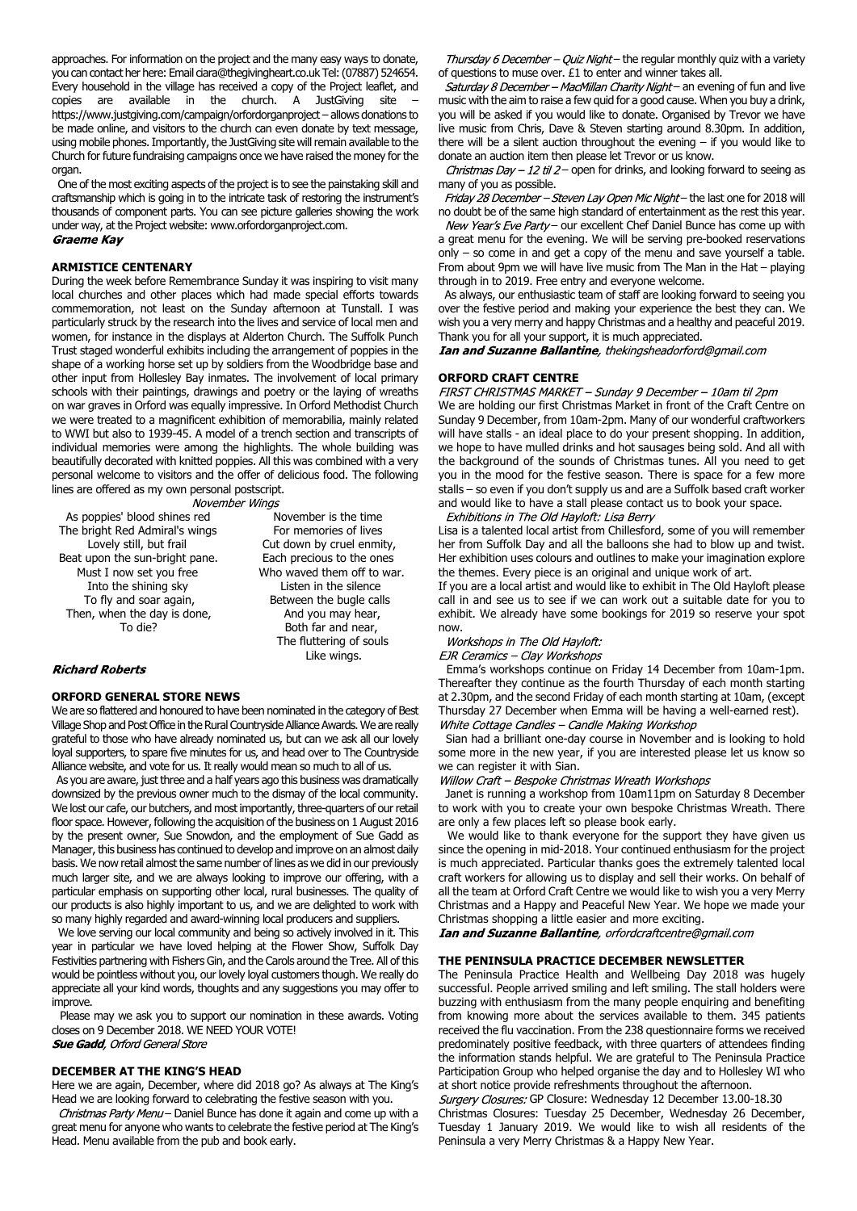approaches. For information on the project and the many easy ways to donate, you can contact her here: Email ciara@thegivingheart.co.uk Tel: (07887) 524654. Every household in the village has received a copy of the Project leaflet, and copies are available in the church. A JustGiving site – https://www.justgiving.com/campaign/orfordorganproject – allows donations to be made online, and visitors to the church can even donate by text message, using mobile phones. Importantly, the JustGiving site will remain available to the Church for future fundraising campaigns once we have raised the money for the organ.

One of the most exciting aspects of the project is to see the painstaking skill and craftsmanship which is going in to the intricate task of restoring the instrument's thousands of component parts. You can see picture galleries showing the work under way, at the Project website: www.orfordorganproject.com.

***Graeme Kay***

## ARMISTICE CENTENARY

During the week before Remembrance Sunday it was inspiring to visit many local churches and other places which had made special efforts towards commemoration, not least on the Sunday afternoon at Tunstall. I was particularly struck by the research into the lives and service of local men and women, for instance in the displays at Alderton Church. The Suffolk Punch Trust staged wonderful exhibits including the arrangement of poppies in the shape of a working horse set up by soldiers from the Woodbridge base and other input from Hollesley Bay inmates. The involvement of local primary schools with their paintings, drawings and poetry or the laying of wreaths on war graves in Orford was equally impressive. In Orford Methodist Church we were treated to a magnificent exhibition of memorabilia, mainly related to WWI but also to 1939-45. A model of a trench section and transcripts of individual memories were among the highlights. The whole building was beautifully decorated with knitted poppies. All this was combined with a very personal welcome to visitors and the offer of delicious food. The following lines are offered as my own personal postscript.

*November Wings*

As poppies' blood shines red
The bright Red Admiral's wings
Lovely still, but frail
Beat upon the sun-bright pane.
Must I now set you free
Into the shining sky
To fly and soar again,
Then, when the day is done,
To die?

November is the time
For memories of lives
Cut down by cruel enmity,
Each precious to the ones
Who waved them off to war.
Listen in the silence
Between the bugle calls
And you may hear,
Both far and near,
The fluttering of souls
Like wings.

***Richard Roberts***

## ORFORD GENERAL STORE NEWS

We are so flattered and honoured to have been nominated in the category of Best Village Shop and Post Office in the Rural Countryside Alliance Awards. We are really grateful to those who have already nominated us, but can we ask all our lovely loyal supporters, to spare five minutes for us, and head over to The Countryside Alliance website, and vote for us. It really would mean so much to all of us.

As you are aware, just three and a half years ago this business was dramatically downsized by the previous owner much to the dismay of the local community. We lost our cafe, our butchers, and most importantly, three-quarters of our retail floor space. However, following the acquisition of the business on 1 August 2016 by the present owner, Sue Snowdon, and the employment of Sue Gadd as Manager, this business has continued to develop and improve on an almost daily basis. We now retail almost the same number of lines as we did in our previously much larger site, and we are always looking to improve our offering, with a particular emphasis on supporting other local, rural businesses. The quality of our products is also highly important to us, and we are delighted to work with so many highly regarded and award-winning local producers and suppliers.

We love serving our local community and being so actively involved in it. This year in particular we have loved helping at the Flower Show, Suffolk Day Festivities partnering with Fishers Gin, and the Carols around the Tree. All of this would be pointless without you, our lovely loyal customers though. We really do appreciate all your kind words, thoughts and any suggestions you may offer to improve.

Please may we ask you to support our nomination in these awards. Voting closes on 9 December 2018. WE NEED YOUR VOTE!

***Sue Gadd**, Orford General Store*

## DECEMBER AT THE KING'S HEAD

Here we are again, December, where did 2018 go? As always at The King's Head we are looking forward to celebrating the festive season with you.

*Christmas Party Menu* – Daniel Bunce has done it again and come up with a great menu for anyone who wants to celebrate the festive period at The King's Head. Menu available from the pub and book early.

*Thursday 6 December – Quiz Night* – the regular monthly quiz with a variety of questions to muse over. £1 to enter and winner takes all.

*Saturday 8 December – MacMillan Charity Night* – an evening of fun and live music with the aim to raise a few quid for a good cause. When you buy a drink, you will be asked if you would like to donate. Organised by Trevor we have live music from Chris, Dave & Steven starting around 8.30pm. In addition, there will be a silent auction throughout the evening – if you would like to donate an auction item then please let Trevor or us know.

*Christmas Day – 12 til 2* – open for drinks, and looking forward to seeing as many of you as possible.

*Friday 28 December – Steven Lay Open Mic Night* – the last one for 2018 will no doubt be of the same high standard of entertainment as the rest this year.

*New Year's Eve Party* – our excellent Chef Daniel Bunce has come up with a great menu for the evening. We will be serving pre-booked reservations only – so come in and get a copy of the menu and save yourself a table. From about 9pm we will have live music from The Man in the Hat – playing through in to 2019. Free entry and everyone welcome.

As always, our enthusiastic team of staff are looking forward to seeing you over the festive period and making your experience the best they can. We wish you a very merry and happy Christmas and a healthy and peaceful 2019. Thank you for all your support, it is much appreciated.

***Ian and Suzanne Ballantine**, thekingsheadorford@gmail.com*

## ORFORD CRAFT CENTRE

*FIRST CHRISTMAS MARKET – Sunday 9 December – 10am til 2pm*

We are holding our first Christmas Market in front of the Craft Centre on Sunday 9 December, from 10am-2pm. Many of our wonderful craftworkers will have stalls - an ideal place to do your present shopping. In addition, we hope to have mulled drinks and hot sausages being sold. And all with the background of the sounds of Christmas tunes. All you need to get you in the mood for the festive season. There is space for a few more stalls – so even if you don't supply us and are a Suffolk based craft worker and would like to have a stall please contact us to book your space.

*Exhibitions in The Old Hayloft: Lisa Berry*

Lisa is a talented local artist from Chillesford, some of you will remember her from Suffolk Day and all the balloons she had to blow up and twist. Her exhibition uses colours and outlines to make your imagination explore the themes. Every piece is an original and unique work of art.

If you are a local artist and would like to exhibit in The Old Hayloft please call in and see us to see if we can work out a suitable date for you to exhibit. We already have some bookings for 2019 so reserve your spot now.

*Workshops in The Old Hayloft:*

*EJR Ceramics – Clay Workshops*

Emma's workshops continue on Friday 14 December from 10am-1pm. Thereafter they continue as the fourth Thursday of each month starting at 2.30pm, and the second Friday of each month starting at 10am, (except Thursday 27 December when Emma will be having a well-earned rest).

*White Cottage Candles – Candle Making Workshop*

Sian had a brilliant one-day course in November and is looking to hold some more in the new year, if you are interested please let us know so we can register it with Sian.

*Willow Craft – Bespoke Christmas Wreath Workshops*

Janet is running a workshop from 10am11pm on Saturday 8 December to work with you to create your own bespoke Christmas Wreath. There are only a few places left so please book early.

We would like to thank everyone for the support they have given us since the opening in mid-2018. Your continued enthusiasm for the project is much appreciated. Particular thanks goes the extremely talented local craft workers for allowing us to display and sell their works. On behalf of all the team at Orford Craft Centre we would like to wish you a very Merry Christmas and a Happy and Peaceful New Year. We hope we made your Christmas shopping a little easier and more exciting.

***Ian and Suzanne Ballantine**, orfordcraftcentre@gmail.com*

## THE PENINSULA PRACTICE DECEMBER NEWSLETTER

The Peninsula Practice Health and Wellbeing Day 2018 was hugely successful. People arrived smiling and left smiling. The stall holders were buzzing with enthusiasm from the many people enquiring and benefiting from knowing more about the services available to them. 345 patients received the flu vaccination. From the 238 questionnaire forms we received predominately positive feedback, with three quarters of attendees finding the information stands helpful. We are grateful to The Peninsula Practice Participation Group who helped organise the day and to Hollesley WI who at short notice provide refreshments throughout the afternoon.

*Surgery Closures:* GP Closure: Wednesday 12 December 13.00-18.30

Christmas Closures: Tuesday 25 December, Wednesday 26 December, Tuesday 1 January 2019. We would like to wish all residents of the Peninsula a very Merry Christmas & a Happy New Year.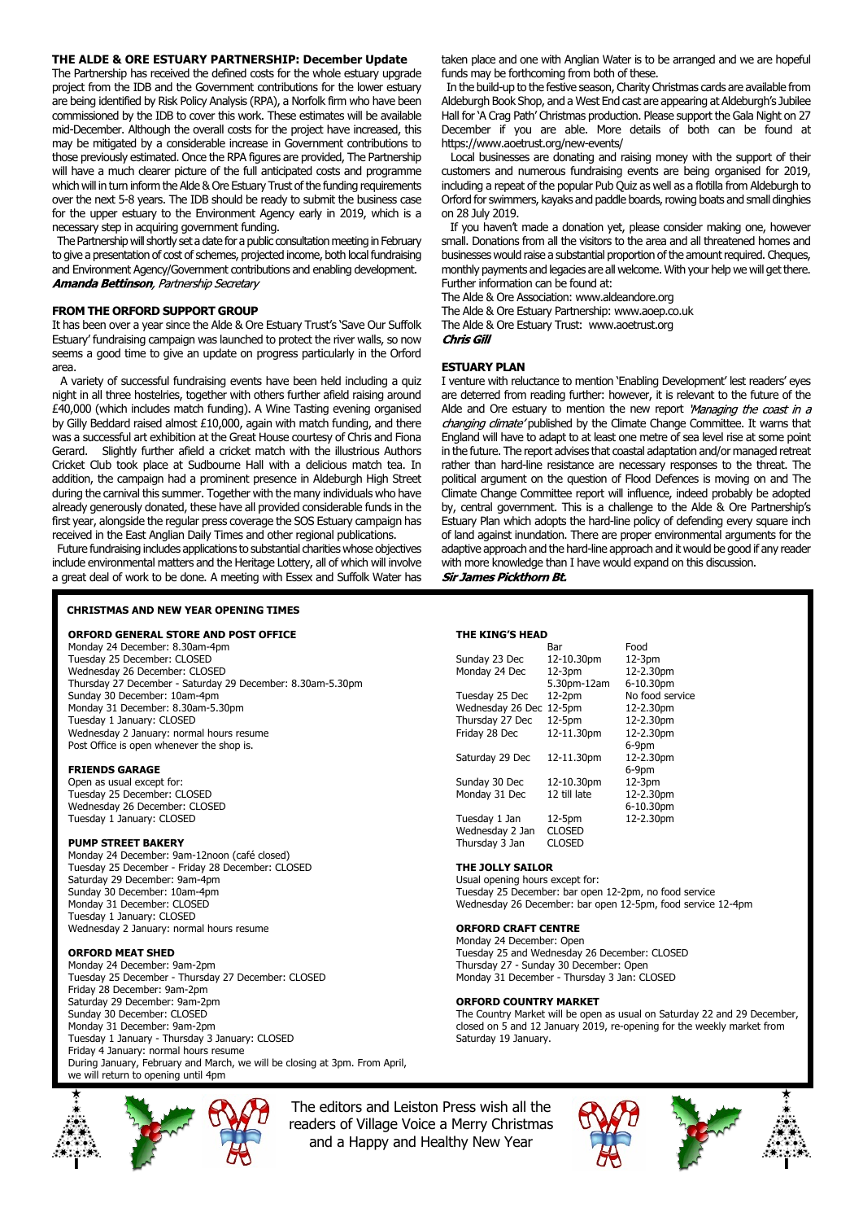## THE ALDE & ORE ESTUARY PARTNERSHIP: December Update

The Partnership has received the defined costs for the whole estuary upgrade project from the IDB and the Government contributions for the lower estuary are being identified by Risk Policy Analysis (RPA), a Norfolk firm who have been commissioned by the IDB to cover this work. These estimates will be available mid-December. Although the overall costs for the project have increased, this may be mitigated by a considerable increase in Government contributions to those previously estimated. Once the RPA figures are provided, The Partnership will have a much clearer picture of the full anticipated costs and programme which will in turn inform the Alde & Ore Estuary Trust of the funding requirements over the next 5-8 years. The IDB should be ready to submit the business case for the upper estuary to the Environment Agency early in 2019, which is a necessary step in acquiring government funding.

The Partnership will shortly set a date for a public consultation meeting in February to give a presentation of cost of schemes, projected income, both local fundraising and Environment Agency/Government contributions and enabling development.

***Amanda Bettinson**, Partnership Secretary*

## FROM THE ORFORD SUPPORT GROUP

It has been over a year since the Alde & Ore Estuary Trust's 'Save Our Suffolk Estuary' fundraising campaign was launched to protect the river walls, so now seems a good time to give an update on progress particularly in the Orford area.

A variety of successful fundraising events have been held including a quiz night in all three hostelries, together with others further afield raising around £40,000 (which includes match funding). A Wine Tasting evening organised by Gilly Beddard raised almost £10,000, again with match funding, and there was a successful art exhibition at the Great House courtesy of Chris and Fiona Gerard. Slightly further afield a cricket match with the illustrious Authors Cricket Club took place at Sudbourne Hall with a delicious match tea. In addition, the campaign had a prominent presence in Aldeburgh High Street during the carnival this summer. Together with the many individuals who have already generously donated, these have all provided considerable funds in the first year, alongside the regular press coverage the SOS Estuary campaign has received in the East Anglian Daily Times and other regional publications.

Future fundraising includes applications to substantial charities whose objectives include environmental matters and the Heritage Lottery, all of which will involve a great deal of work to be done. A meeting with Essex and Suffolk Water has taken place and one with Anglian Water is to be arranged and we are hopeful funds may be forthcoming from both of these.

In the build-up to the festive season, Charity Christmas cards are available from Aldeburgh Book Shop, and a West End cast are appearing at Aldeburgh's Jubilee Hall for 'A Crag Path' Christmas production. Please support the Gala Night on 27 December if you are able. More details of both can be found at https://www.aoetrust.org/new-events/

Local businesses are donating and raising money with the support of their customers and numerous fundraising events are being organised for 2019, including a repeat of the popular Pub Quiz as well as a flotilla from Aldeburgh to Orford for swimmers, kayaks and paddle boards, rowing boats and small dinghies on 28 July 2019.

If you haven't made a donation yet, please consider making one, however small. Donations from all the visitors to the area and all threatened homes and businesses would raise a substantial proportion of the amount required. Cheques, monthly payments and legacies are all welcome. With your help we will get there. Further information can be found at:

The Alde & Ore Association: www.aldeandore.org
The Alde & Ore Estuary Partnership: www.aoep.co.uk
The Alde & Ore Estuary Trust: www.aoetrust.org

***Chris Gill***

## ESTUARY PLAN

I venture with reluctance to mention 'Enabling Development' lest readers' eyes are deterred from reading further: however, it is relevant to the future of the Alde and Ore estuary to mention the new report *'Managing the coast in a changing climate'* published by the Climate Change Committee. It warns that England will have to adapt to at least one metre of sea level rise at some point in the future. The report advises that coastal adaptation and/or managed retreat rather than hard-line resistance are necessary responses to the threat. The political argument on the question of Flood Defences is moving on and The Climate Change Committee report will influence, indeed probably be adopted by, central government. This is a challenge to the Alde & Ore Partnership's Estuary Plan which adopts the hard-line policy of defending every square inch of land against inundation. There are proper environmental arguments for the adaptive approach and the hard-line approach and it would be good if any reader with more knowledge than I have would expand on this discussion.

***Sir James Pickthorn Bt.***

## CHRISTMAS AND NEW YEAR OPENING TIMES

### ORFORD GENERAL STORE AND POST OFFICE

Monday 24 December: 8.30am-4pm
Tuesday 25 December: CLOSED
Wednesday 26 December: CLOSED
Thursday 27 December - Saturday 29 December: 8.30am-5.30pm
Sunday 30 December: 10am-4pm
Monday 31 December: 8.30am-5.30pm
Tuesday 1 January: CLOSED
Wednesday 2 January: normal hours resume
Post Office is open whenever the shop is.

### FRIENDS GARAGE

Open as usual except for:
Tuesday 25 December: CLOSED
Wednesday 26 December: CLOSED
Tuesday 1 January: CLOSED

### PUMP STREET BAKERY

Monday 24 December: 9am-12noon (café closed)
Tuesday 25 December - Friday 28 December: CLOSED
Saturday 29 December: 9am-4pm
Sunday 30 December: 10am-4pm
Monday 31 December: CLOSED
Tuesday 1 January: CLOSED
Wednesday 2 January: normal hours resume

### ORFORD MEAT SHED

Monday 24 December: 9am-2pm
Tuesday 25 December - Thursday 27 December: CLOSED
Friday 28 December: 9am-2pm
Saturday 29 December: 9am-2pm
Sunday 30 December: CLOSED
Monday 31 December: 9am-2pm
Tuesday 1 January - Thursday 3 January: CLOSED
Friday 4 January: normal hours resume
During January, February and March, we will be closing at 3pm. From April, we will return to opening until 4pm

### THE KING'S HEAD

| | Bar | Food |
|---|---|---|
| Sunday 23 Dec | 12-10.30pm | 12-3pm |
| Monday 24 Dec | 12-3pm<br>5.30pm-12am | 12-2.30pm<br>6-10.30pm |
| Tuesday 25 Dec | 12-2pm | No food service |
| Wednesday 26 Dec | 12-5pm | 12-2.30pm |
| Thursday 27 Dec | 12-5pm | 12-2.30pm |
| Friday 28 Dec | 12-11.30pm | 12-2.30pm<br>6-9pm |
| Saturday 29 Dec | 12-11.30pm | 12-2.30pm<br>6-9pm |
| Sunday 30 Dec | 12-10.30pm | 12-3pm |
| Monday 31 Dec | 12 till late | 12-2.30pm<br>6-10.30pm |
| Tuesday 1 Jan | 12-5pm | 12-2.30pm |
| Wednesday 2 Jan | CLOSED | |
| Thursday 3 Jan | CLOSED | |

### THE JOLLY SAILOR

Usual opening hours except for:
Tuesday 25 December: bar open 12-2pm, no food service
Wednesday 26 December: bar open 12-5pm, food service 12-4pm

### ORFORD CRAFT CENTRE

Monday 24 December: Open
Tuesday 25 and Wednesday 26 December: CLOSED
Thursday 27 - Sunday 30 December: Open
Monday 31 December - Thursday 3 Jan: CLOSED

### ORFORD COUNTRY MARKET

The Country Market will be open as usual on Saturday 22 and 29 December, closed on 5 and 12 January 2019, re-opening for the weekly market from Saturday 19 January.

The editors and Leiston Press wish all the readers of Village Voice a Merry Christmas and a Happy and Healthy New Year